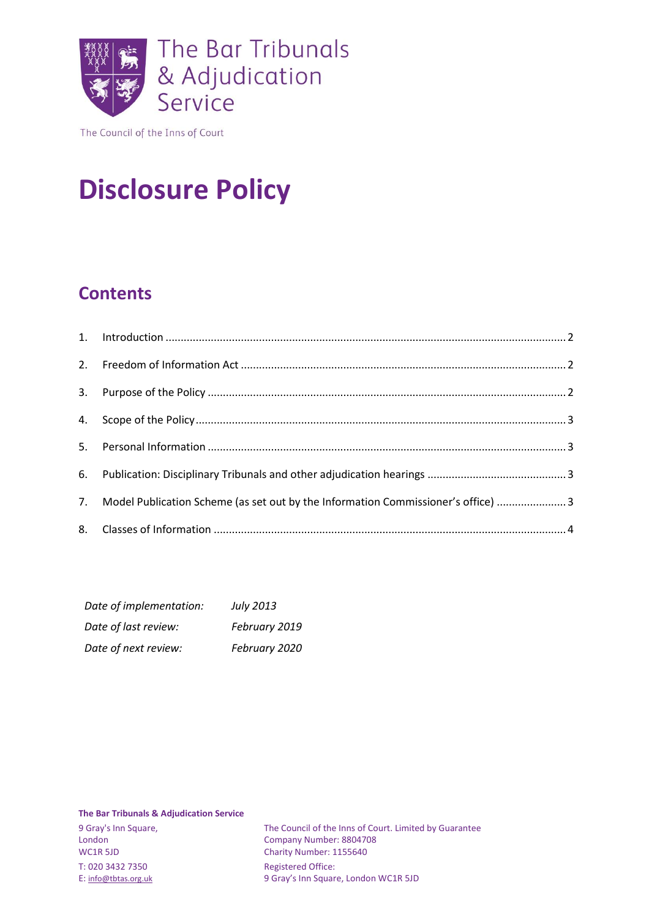The Bar Tribunals & Adjudication Service

The Council of the Inns of Court

# Disclosure Policy

## Contents

1. Introduction ..... 2
2. Freedom of Information Act ..... 2
3. Purpose of the Policy ..... 2
4. Scope of the Policy ..... 3
5. Personal Information ..... 3
6. Publication: Disciplinary Tribunals and other adjudication hearings ..... 3
7. Model Publication Scheme (as set out by the Information Commissioner's office) ..... 3
8. Classes of Information ..... 4

| | |
|---|---|
| *Date of implementation:* | *July 2013* |
| *Date of last review:* | *February 2019* |
| *Date of next review:* | *February 2020* |

**The Bar Tribunals & Adjudication Service**

9 Gray's Inn Square,
London
WC1R 5JD

T: 020 3432 7350
E: info@tbtas.org.uk

The Council of the Inns of Court. Limited by Guarantee
Company Number: 8804708
Charity Number: 1155640
Registered Office:
9 Gray's Inn Square, London WC1R 5JD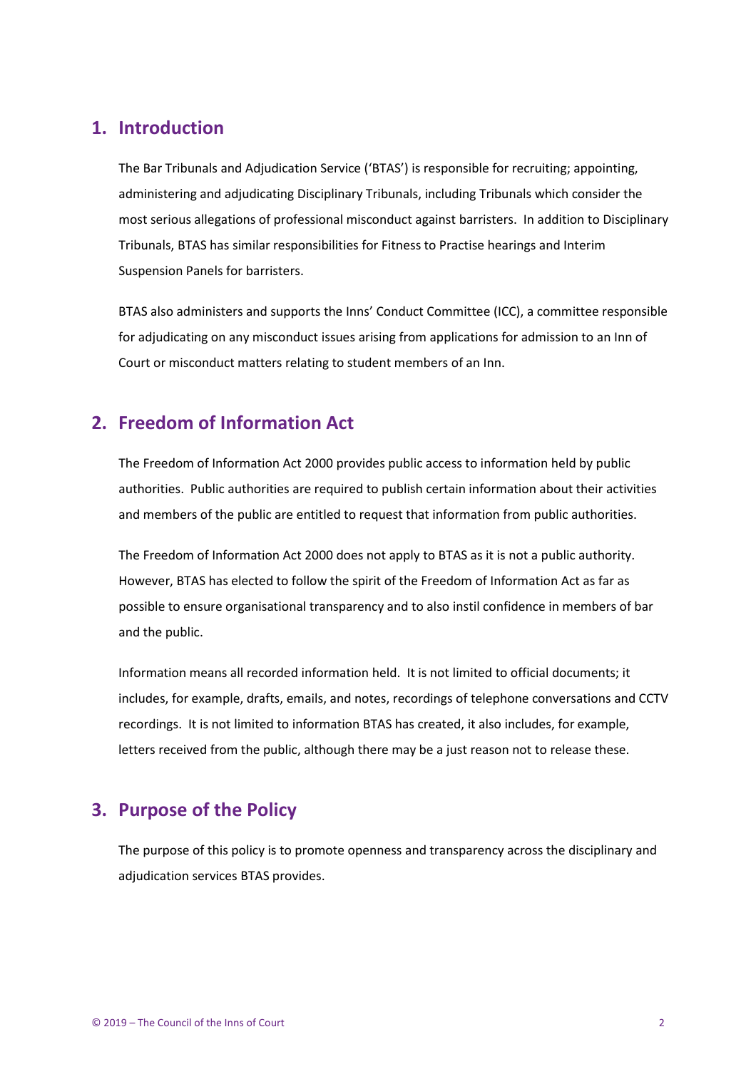## 1. Introduction

The Bar Tribunals and Adjudication Service ('BTAS') is responsible for recruiting; appointing, administering and adjudicating Disciplinary Tribunals, including Tribunals which consider the most serious allegations of professional misconduct against barristers. In addition to Disciplinary Tribunals, BTAS has similar responsibilities for Fitness to Practise hearings and Interim Suspension Panels for barristers.

BTAS also administers and supports the Inns' Conduct Committee (ICC), a committee responsible for adjudicating on any misconduct issues arising from applications for admission to an Inn of Court or misconduct matters relating to student members of an Inn.

## 2. Freedom of Information Act

The Freedom of Information Act 2000 provides public access to information held by public authorities. Public authorities are required to publish certain information about their activities and members of the public are entitled to request that information from public authorities.

The Freedom of Information Act 2000 does not apply to BTAS as it is not a public authority. However, BTAS has elected to follow the spirit of the Freedom of Information Act as far as possible to ensure organisational transparency and to also instil confidence in members of bar and the public.

Information means all recorded information held. It is not limited to official documents; it includes, for example, drafts, emails, and notes, recordings of telephone conversations and CCTV recordings. It is not limited to information BTAS has created, it also includes, for example, letters received from the public, although there may be a just reason not to release these.

## 3. Purpose of the Policy

The purpose of this policy is to promote openness and transparency across the disciplinary and adjudication services BTAS provides.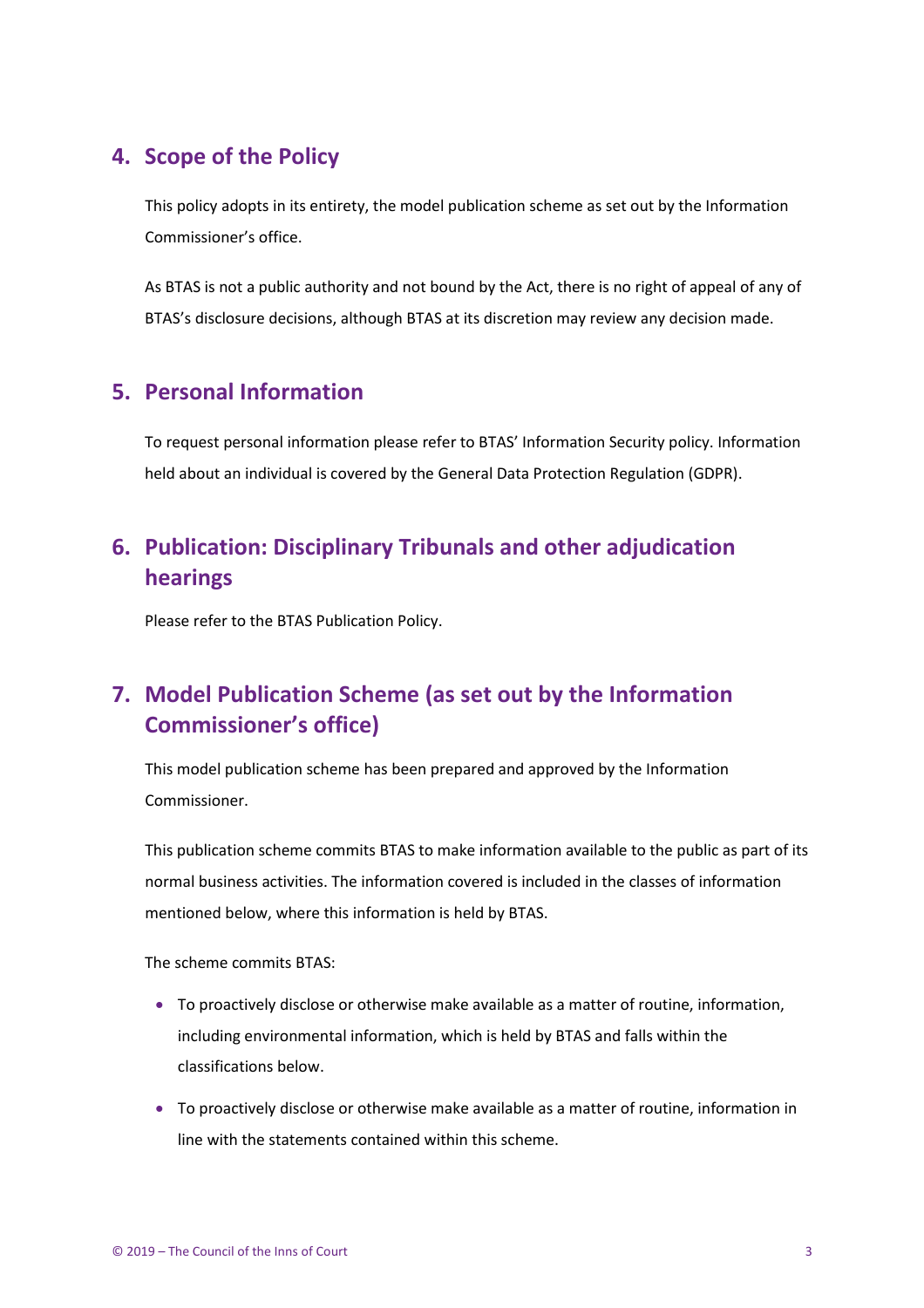## 4. Scope of the Policy

This policy adopts in its entirety, the model publication scheme as set out by the Information Commissioner's office.

As BTAS is not a public authority and not bound by the Act, there is no right of appeal of any of BTAS's disclosure decisions, although BTAS at its discretion may review any decision made.

## 5. Personal Information

To request personal information please refer to BTAS' Information Security policy. Information held about an individual is covered by the General Data Protection Regulation (GDPR).

## 6. Publication: Disciplinary Tribunals and other adjudication hearings

Please refer to the BTAS Publication Policy.

## 7. Model Publication Scheme (as set out by the Information Commissioner's office)

This model publication scheme has been prepared and approved by the Information Commissioner.

This publication scheme commits BTAS to make information available to the public as part of its normal business activities. The information covered is included in the classes of information mentioned below, where this information is held by BTAS.

The scheme commits BTAS:

- To proactively disclose or otherwise make available as a matter of routine, information, including environmental information, which is held by BTAS and falls within the classifications below.
- To proactively disclose or otherwise make available as a matter of routine, information in line with the statements contained within this scheme.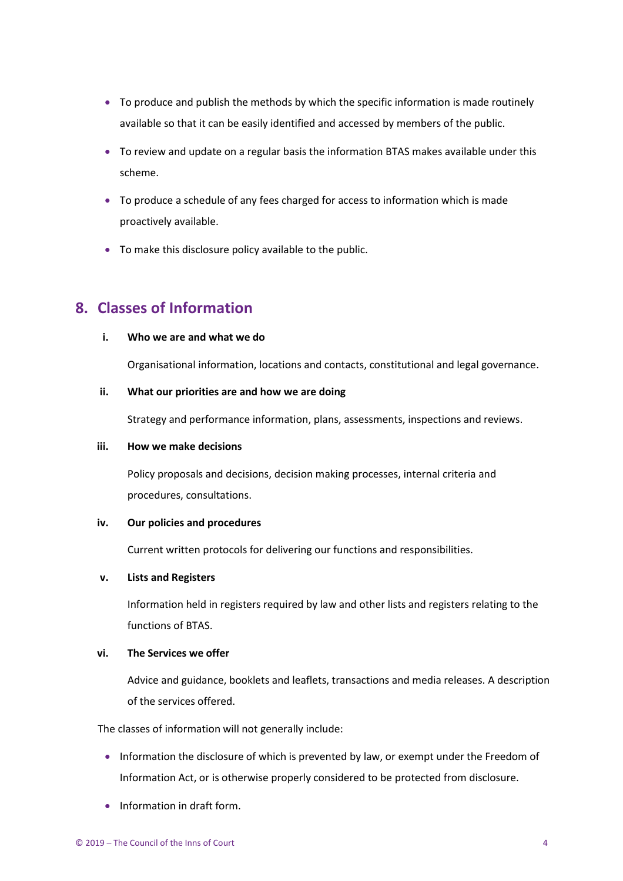- To produce and publish the methods by which the specific information is made routinely available so that it can be easily identified and accessed by members of the public.
- To review and update on a regular basis the information BTAS makes available under this scheme.
- To produce a schedule of any fees charged for access to information which is made proactively available.
- To make this disclosure policy available to the public.

## 8. Classes of Information

i. **Who we are and what we do**

Organisational information, locations and contacts, constitutional and legal governance.

ii. **What our priorities are and how we are doing**

Strategy and performance information, plans, assessments, inspections and reviews.

iii. **How we make decisions**

Policy proposals and decisions, decision making processes, internal criteria and procedures, consultations.

iv. **Our policies and procedures**

Current written protocols for delivering our functions and responsibilities.

v. **Lists and Registers**

Information held in registers required by law and other lists and registers relating to the functions of BTAS.

vi. **The Services we offer**

Advice and guidance, booklets and leaflets, transactions and media releases. A description of the services offered.

The classes of information will not generally include:

- Information the disclosure of which is prevented by law, or exempt under the Freedom of Information Act, or is otherwise properly considered to be protected from disclosure.
- Information in draft form.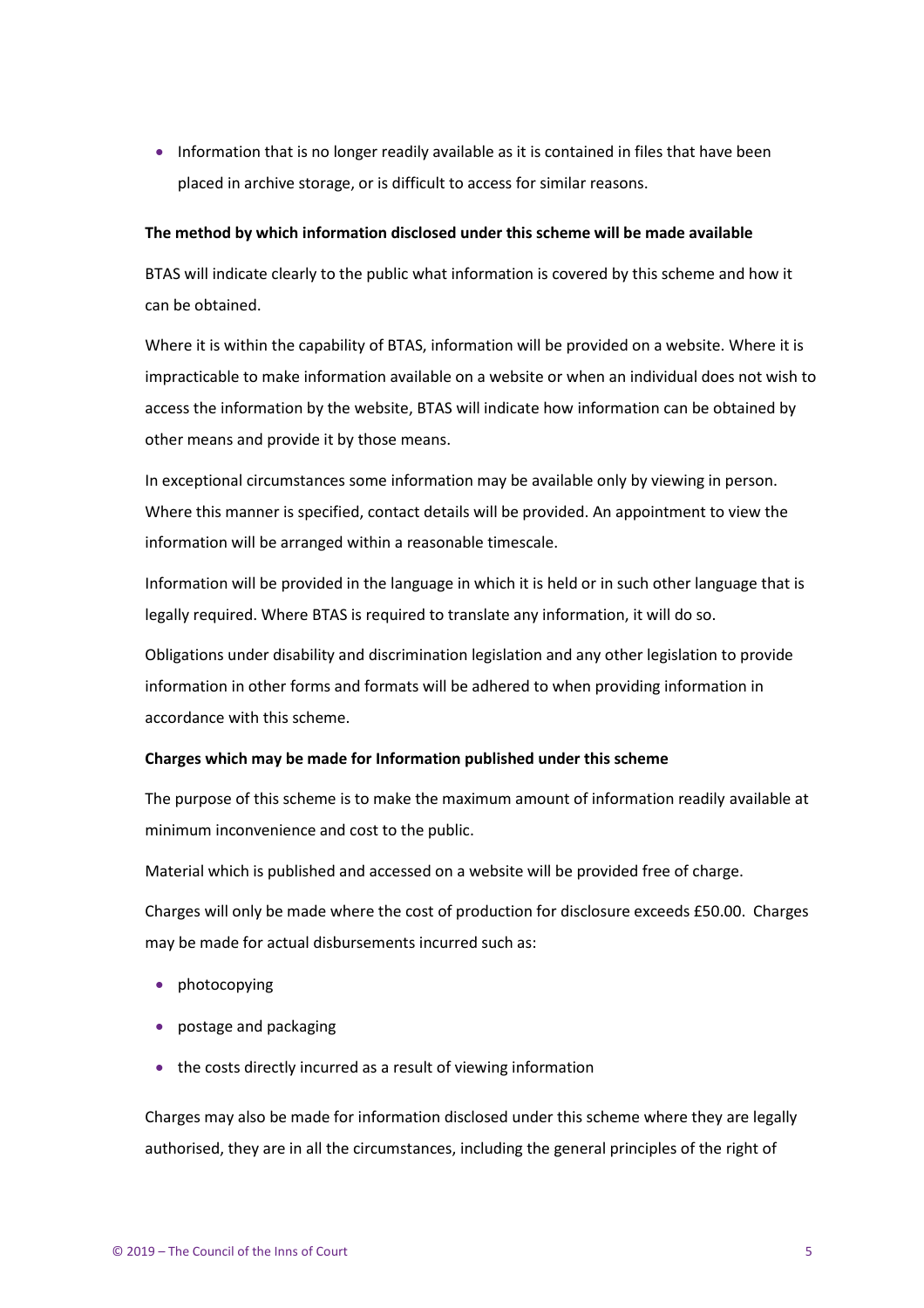- Information that is no longer readily available as it is contained in files that have been placed in archive storage, or is difficult to access for similar reasons.

**The method by which information disclosed under this scheme will be made available**

BTAS will indicate clearly to the public what information is covered by this scheme and how it can be obtained.

Where it is within the capability of BTAS, information will be provided on a website. Where it is impracticable to make information available on a website or when an individual does not wish to access the information by the website, BTAS will indicate how information can be obtained by other means and provide it by those means.

In exceptional circumstances some information may be available only by viewing in person. Where this manner is specified, contact details will be provided. An appointment to view the information will be arranged within a reasonable timescale.

Information will be provided in the language in which it is held or in such other language that is legally required. Where BTAS is required to translate any information, it will do so.

Obligations under disability and discrimination legislation and any other legislation to provide information in other forms and formats will be adhered to when providing information in accordance with this scheme.

**Charges which may be made for Information published under this scheme**

The purpose of this scheme is to make the maximum amount of information readily available at minimum inconvenience and cost to the public.

Material which is published and accessed on a website will be provided free of charge.

Charges will only be made where the cost of production for disclosure exceeds £50.00. Charges may be made for actual disbursements incurred such as:

- photocopying
- postage and packaging
- the costs directly incurred as a result of viewing information

Charges may also be made for information disclosed under this scheme where they are legally authorised, they are in all the circumstances, including the general principles of the right of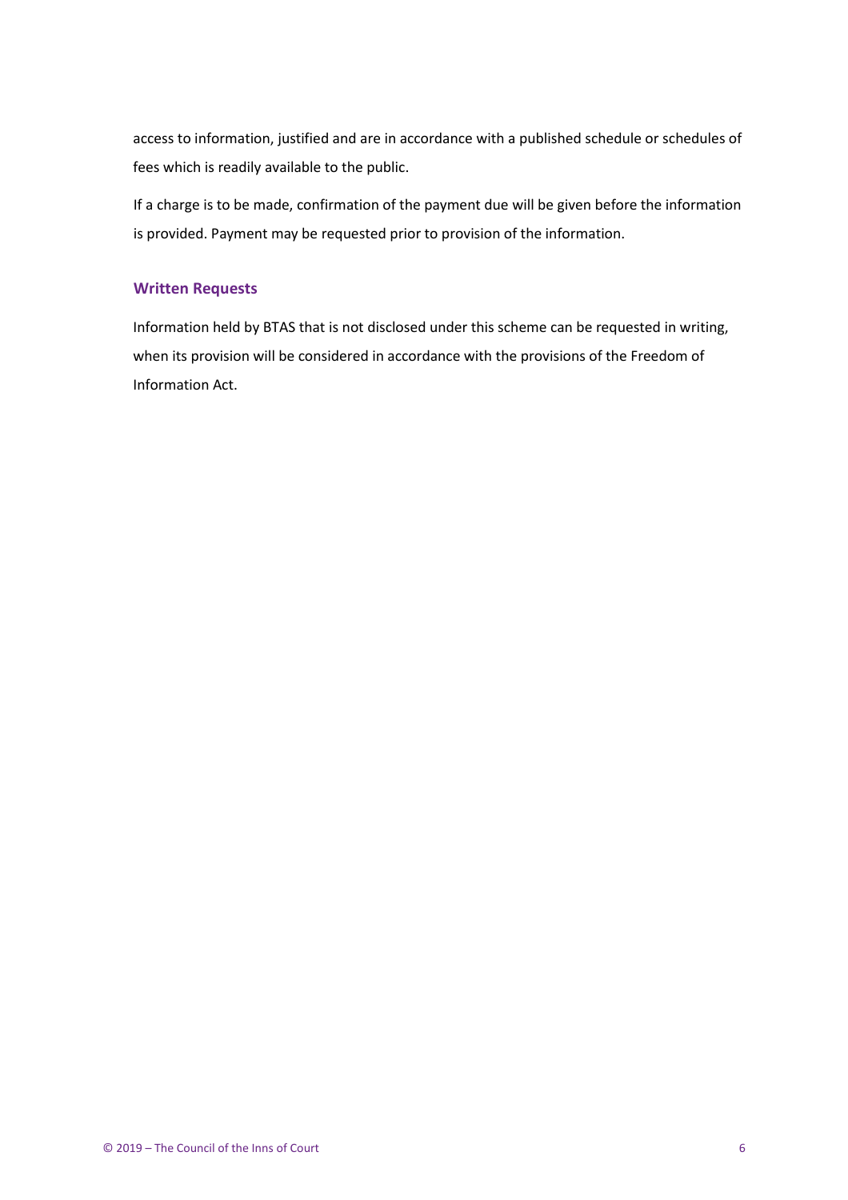access to information, justified and are in accordance with a published schedule or schedules of fees which is readily available to the public.

If a charge is to be made, confirmation of the payment due will be given before the information is provided. Payment may be requested prior to provision of the information.

### Written Requests

Information held by BTAS that is not disclosed under this scheme can be requested in writing, when its provision will be considered in accordance with the provisions of the Freedom of Information Act.